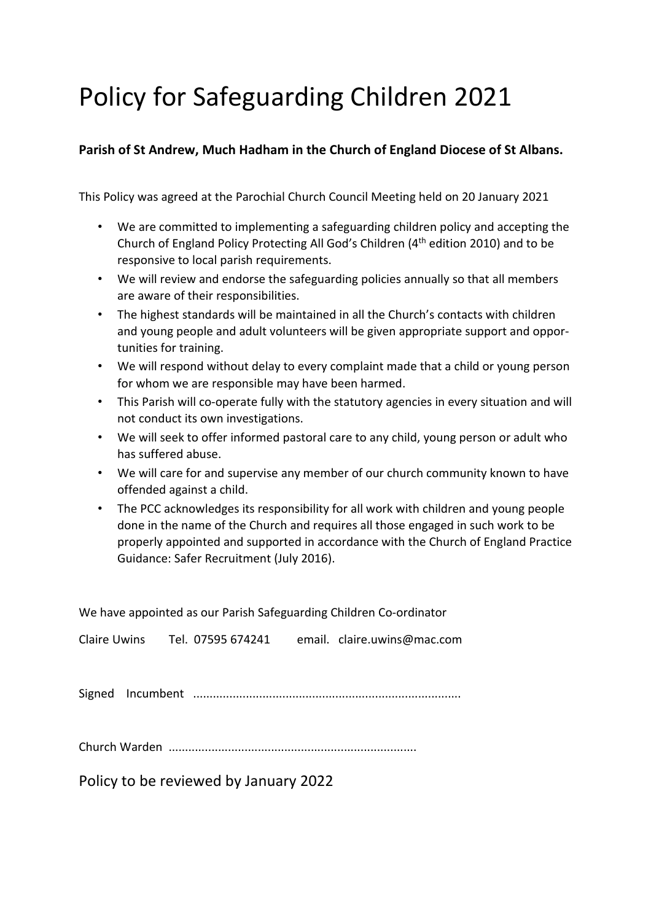# Policy for Safeguarding Children 2021

**Parish of St Andrew, Much Hadham in the Church of England Diocese of St Albans.**

This Policy was agreed at the Parochial Church Council Meeting held on 20 January 2021

- We are committed to implementing a safeguarding children policy and accepting the Church of England Policy Protecting All God's Children (4th edition 2010) and to be responsive to local parish requirements.
- We will review and endorse the safeguarding policies annually so that all members are aware of their responsibilities.
- The highest standards will be maintained in all the Church's contacts with children and young people and adult volunteers will be given appropriate support and opportunities for training.
- We will respond without delay to every complaint made that a child or young person for whom we are responsible may have been harmed.
- This Parish will co-operate fully with the statutory agencies in every situation and will not conduct its own investigations.
- We will seek to offer informed pastoral care to any child, young person or adult who has suffered abuse.
- We will care for and supervise any member of our church community known to have offended against a child.
- The PCC acknowledges its responsibility for all work with children and young people done in the name of the Church and requires all those engaged in such work to be properly appointed and supported in accordance with the Church of England Practice Guidance: Safer Recruitment (July 2016).

We have appointed as our Parish Safeguarding Children Co-ordinator

Claire Uwins Tel. 07595 674241 email. claire.uwins@mac.com

Signed Incumbent ................................................................................

Church Warden ..........................................................................

Policy to be reviewed by January 2022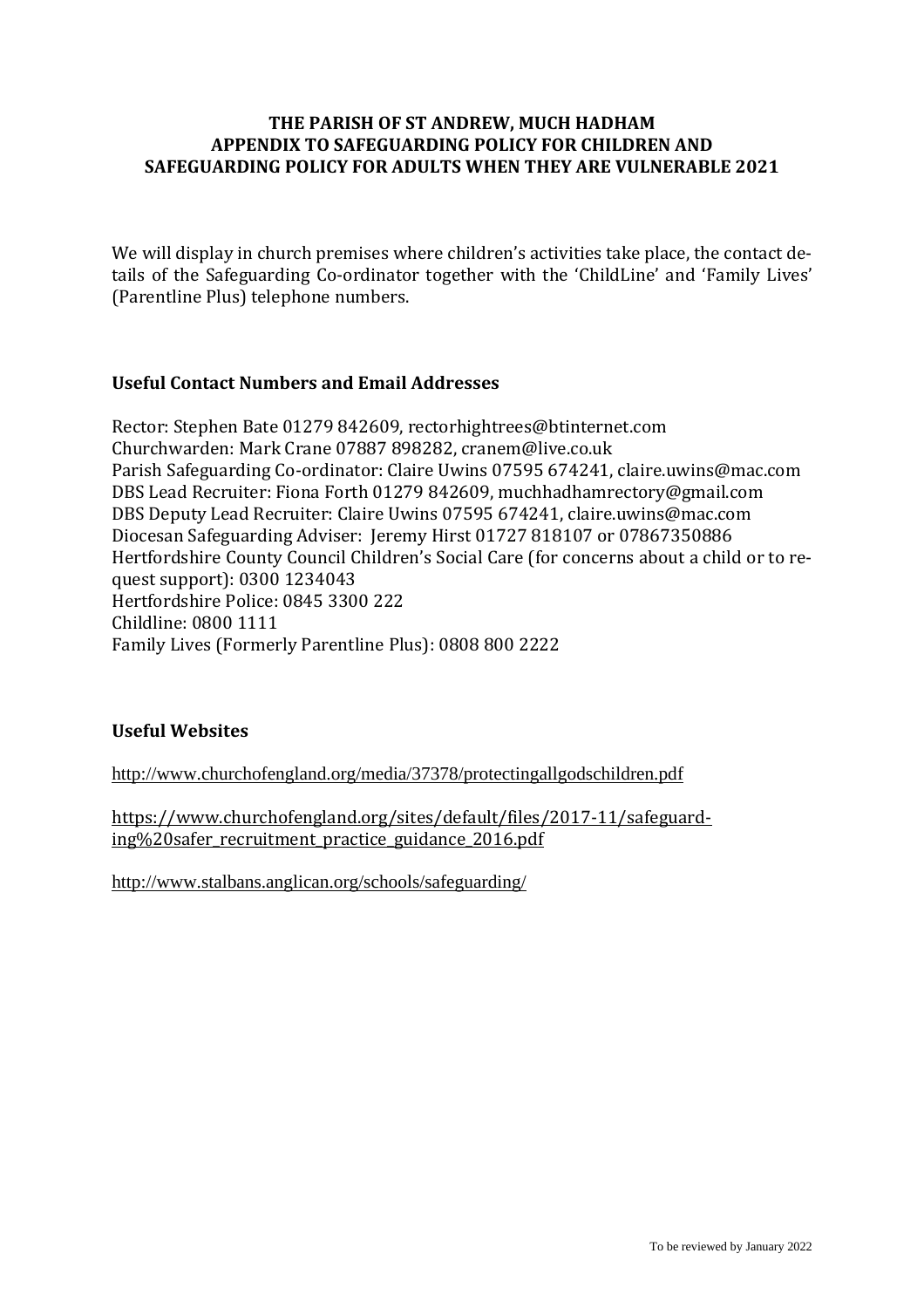**THE PARISH OF ST ANDREW, MUCH HADHAM**
**APPENDIX TO SAFEGUARDING POLICY FOR CHILDREN AND SAFEGUARDING POLICY FOR ADULTS WHEN THEY ARE VULNERABLE 2021**

We will display in church premises where children's activities take place, the contact details of the Safeguarding Co-ordinator together with the 'ChildLine' and 'Family Lives' (Parentline Plus) telephone numbers.

## Useful Contact Numbers and Email Addresses

Rector: Stephen Bate 01279 842609, rectorhightrees@btinternet.com
Churchwarden: Mark Crane 07887 898282, cranem@live.co.uk
Parish Safeguarding Co-ordinator: Claire Uwins 07595 674241, claire.uwins@mac.com
DBS Lead Recruiter: Fiona Forth 01279 842609, muchhadhamrectory@gmail.com
DBS Deputy Lead Recruiter: Claire Uwins 07595 674241, claire.uwins@mac.com
Diocesan Safeguarding Adviser: Jeremy Hirst 01727 818107 or 07867350886
Hertfordshire County Council Children's Social Care (for concerns about a child or to request support): 0300 1234043
Hertfordshire Police: 0845 3300 222
Childline: 0800 1111
Family Lives (Formerly Parentline Plus): 0808 800 2222

## Useful Websites

http://www.churchofengland.org/media/37378/protectingallgodschildren.pdf

https://www.churchofengland.org/sites/default/files/2017-11/safeguarding%20safer_recruitment_practice_guidance_2016.pdf

http://www.stalbans.anglican.org/schools/safeguarding/

To be reviewed by January 2022